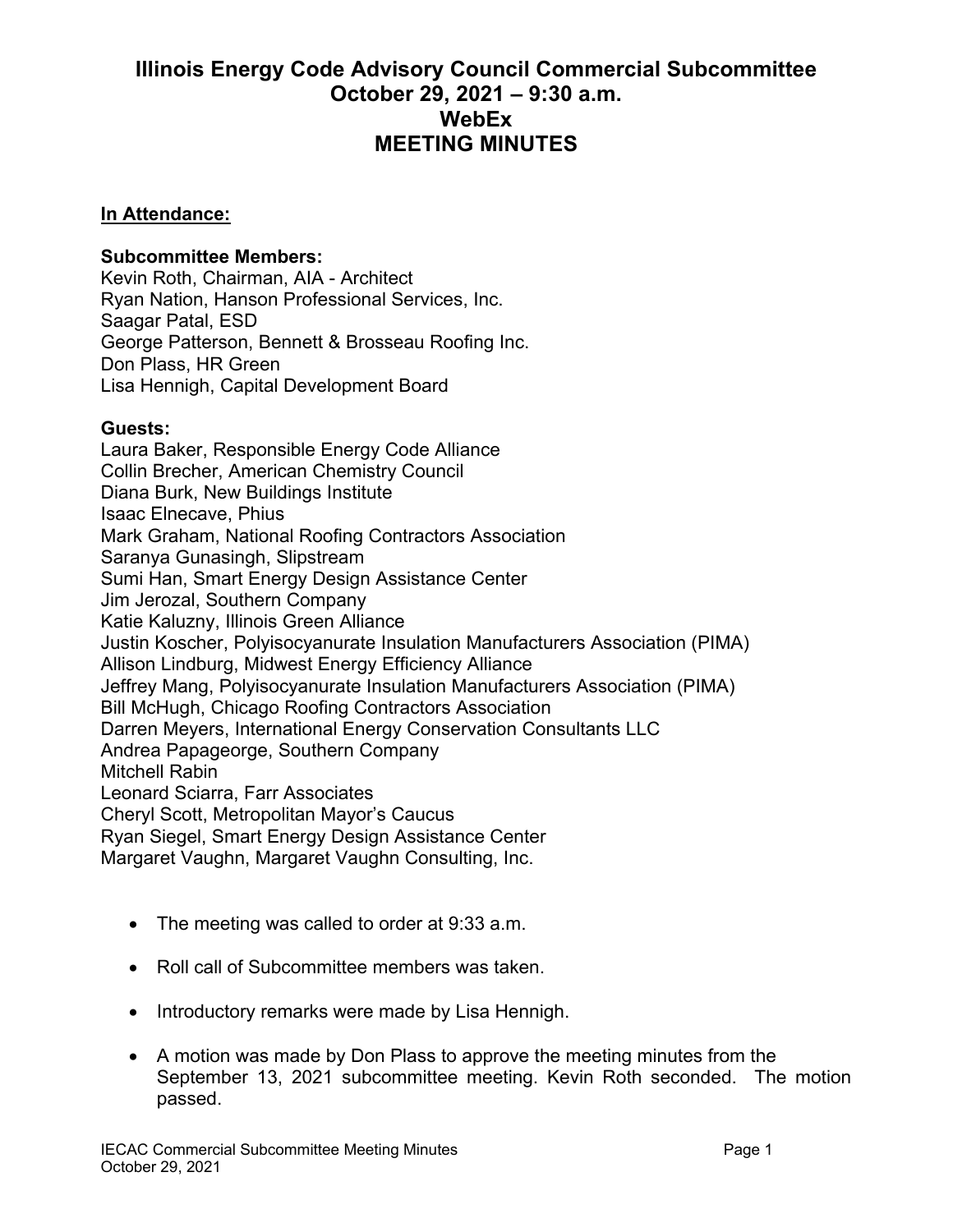# Illinois Energy Code Advisory Council Commercial Subcommittee
# October 29, 2021 – 9:30 a.m.
# WebEx
# MEETING MINUTES

**In Attendance:**

**Subcommittee Members:**
Kevin Roth, Chairman, AIA - Architect
Ryan Nation, Hanson Professional Services, Inc.
Saagar Patal, ESD
George Patterson, Bennett & Brosseau Roofing Inc.
Don Plass, HR Green
Lisa Hennigh, Capital Development Board

**Guests:**
Laura Baker, Responsible Energy Code Alliance
Collin Brecher, American Chemistry Council
Diana Burk, New Buildings Institute
Isaac Elnecave, Phius
Mark Graham, National Roofing Contractors Association
Saranya Gunasingh, Slipstream
Sumi Han, Smart Energy Design Assistance Center
Jim Jerozal, Southern Company
Katie Kaluzny, Illinois Green Alliance
Justin Koscher, Polyisocyanurate Insulation Manufacturers Association (PIMA)
Allison Lindburg, Midwest Energy Efficiency Alliance
Jeffrey Mang, Polyisocyanurate Insulation Manufacturers Association (PIMA)
Bill McHugh, Chicago Roofing Contractors Association
Darren Meyers, International Energy Conservation Consultants LLC
Andrea Papageorge, Southern Company
Mitchell Rabin
Leonard Sciarra, Farr Associates
Cheryl Scott, Metropolitan Mayor's Caucus
Ryan Siegel, Smart Energy Design Assistance Center
Margaret Vaughn, Margaret Vaughn Consulting, Inc.

- The meeting was called to order at 9:33 a.m.
- Roll call of Subcommittee members was taken.
- Introductory remarks were made by Lisa Hennigh.
- A motion was made by Don Plass to approve the meeting minutes from the September 13, 2021 subcommittee meeting. Kevin Roth seconded. The motion passed.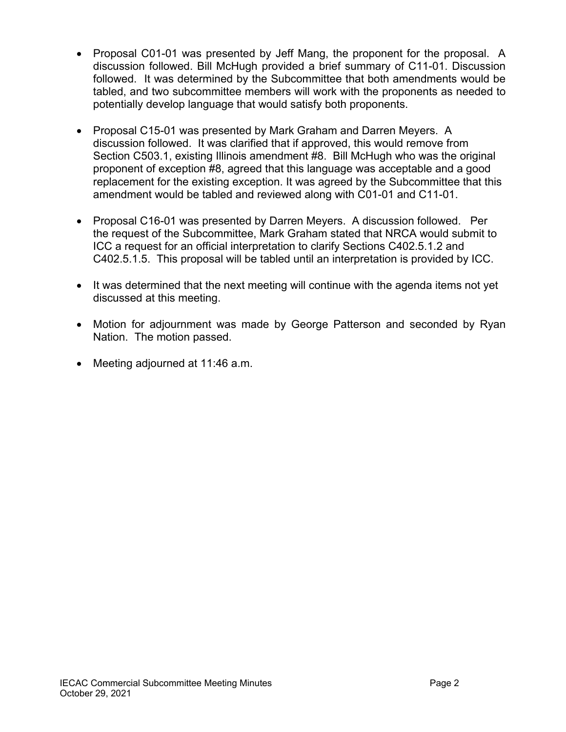- Proposal C01-01 was presented by Jeff Mang, the proponent for the proposal. A discussion followed. Bill McHugh provided a brief summary of C11-01. Discussion followed. It was determined by the Subcommittee that both amendments would be tabled, and two subcommittee members will work with the proponents as needed to potentially develop language that would satisfy both proponents.

- Proposal C15-01 was presented by Mark Graham and Darren Meyers. A discussion followed. It was clarified that if approved, this would remove from Section C503.1, existing Illinois amendment #8. Bill McHugh who was the original proponent of exception #8, agreed that this language was acceptable and a good replacement for the existing exception. It was agreed by the Subcommittee that this amendment would be tabled and reviewed along with C01-01 and C11-01.

- Proposal C16-01 was presented by Darren Meyers. A discussion followed. Per the request of the Subcommittee, Mark Graham stated that NRCA would submit to ICC a request for an official interpretation to clarify Sections C402.5.1.2 and C402.5.1.5. This proposal will be tabled until an interpretation is provided by ICC.

- It was determined that the next meeting will continue with the agenda items not yet discussed at this meeting.

- Motion for adjournment was made by George Patterson and seconded by Ryan Nation. The motion passed.

- Meeting adjourned at 11:46 a.m.